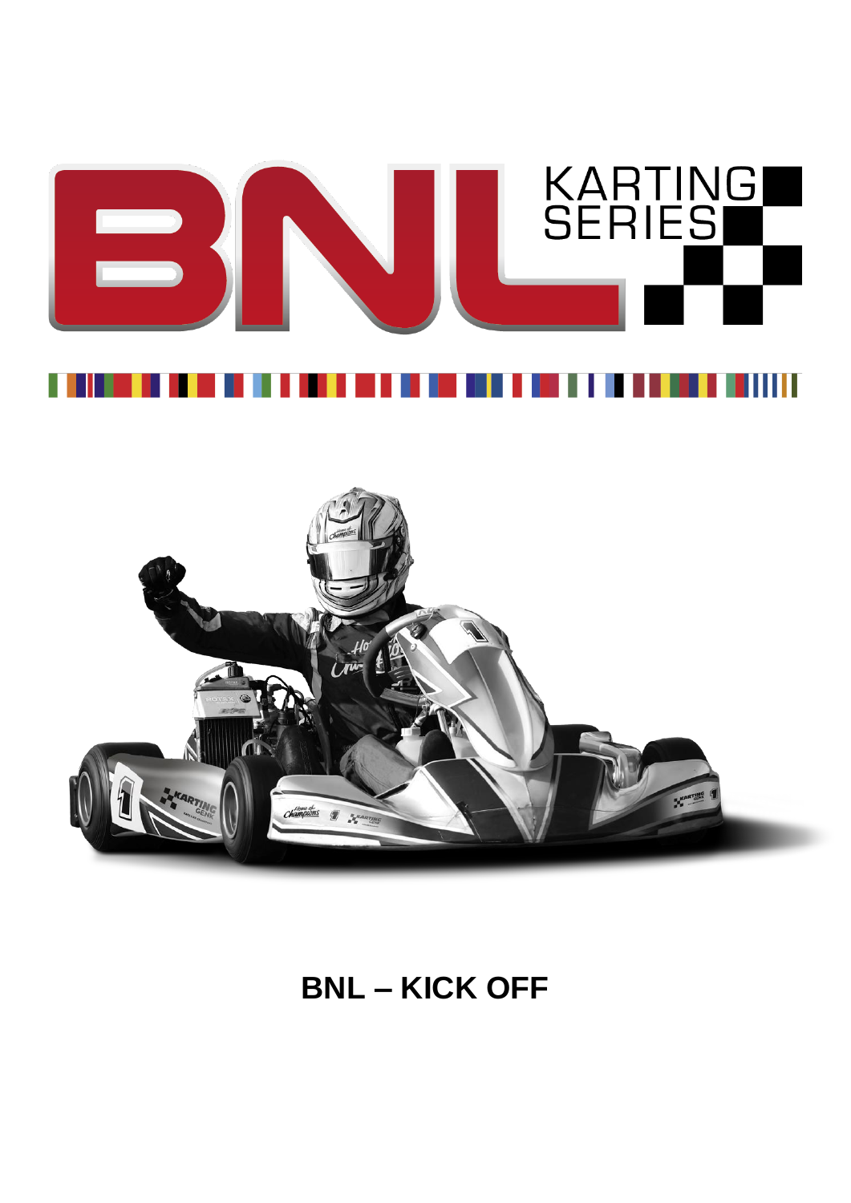# BNL KARTING SERIES

## BNL – KICK OFF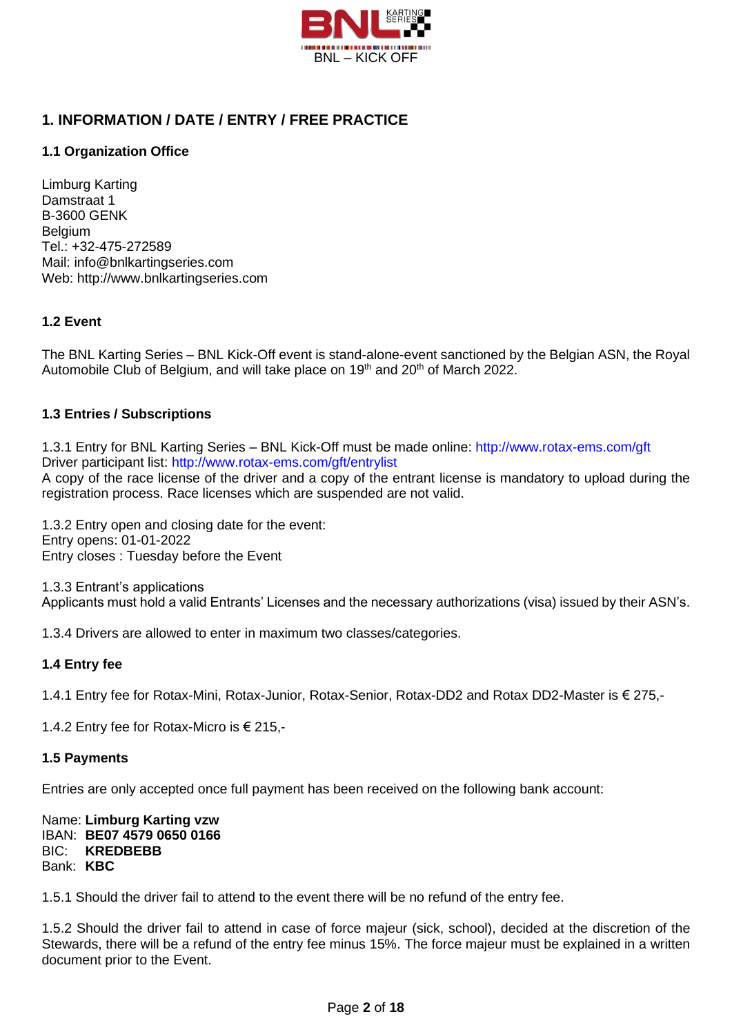# 1. INFORMATION / DATE / ENTRY / FREE PRACTICE

### 1.1 Organization Office

Limburg Karting
Damstraat 1
B-3600 GENK
Belgium
Tel.: +32-475-272589
Mail: info@bnlkartingseries.com
Web: http://www.bnlkartingseries.com

### 1.2 Event

The BNL Karting Series – BNL Kick-Off event is stand-alone-event sanctioned by the Belgian ASN, the Royal Automobile Club of Belgium, and will take place on 19th and 20th of March 2022.

### 1.3 Entries / Subscriptions

1.3.1 Entry for BNL Karting Series – BNL Kick-Off must be made online: http://www.rotax-ems.com/gft
Driver participant list: http://www.rotax-ems.com/gft/entrylist
A copy of the race license of the driver and a copy of the entrant license is mandatory to upload during the registration process. Race licenses which are suspended are not valid.

1.3.2 Entry open and closing date for the event:
Entry opens: 01-01-2022
Entry closes : Tuesday before the Event

1.3.3 Entrant's applications
Applicants must hold a valid Entrants' Licenses and the necessary authorizations (visa) issued by their ASN's.

1.3.4 Drivers are allowed to enter in maximum two classes/categories.

### 1.4 Entry fee

1.4.1 Entry fee for Rotax-Mini, Rotax-Junior, Rotax-Senior, Rotax-DD2 and Rotax DD2-Master is € 275,-

1.4.2 Entry fee for Rotax-Micro is € 215,-

### 1.5 Payments

Entries are only accepted once full payment has been received on the following bank account:

Name: **Limburg Karting vzw**
IBAN: **BE07 4579 0650 0166**
BIC: **KREDBEBB**
Bank: **KBC**

1.5.1 Should the driver fail to attend to the event there will be no refund of the entry fee.

1.5.2 Should the driver fail to attend in case of force majeur (sick, school), decided at the discretion of the Stewards, there will be a refund of the entry fee minus 15%. The force majeur must be explained in a written document prior to the Event.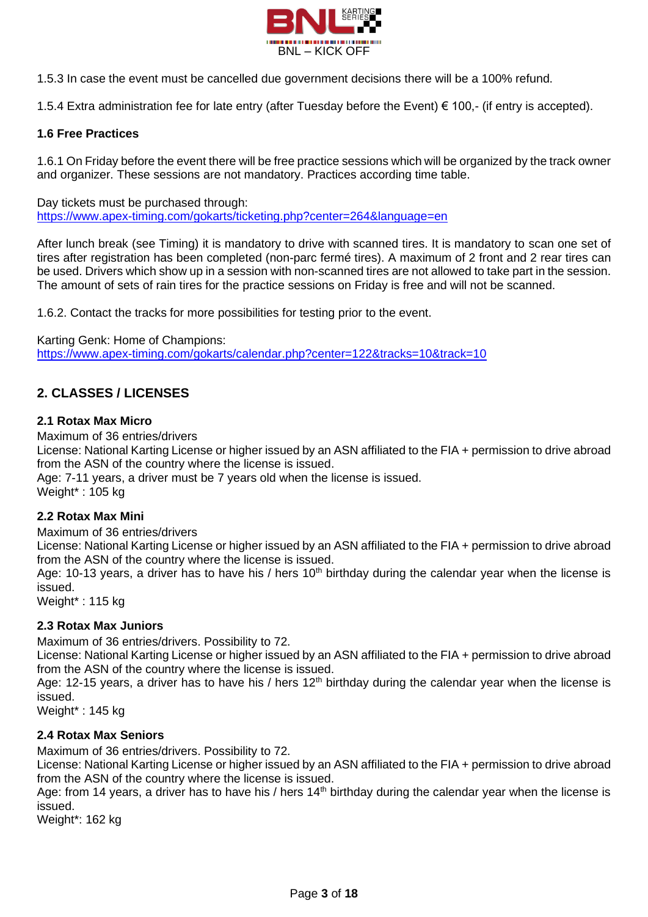1.5.3 In case the event must be cancelled due government decisions there will be a 100% refund.

1.5.4 Extra administration fee for late entry (after Tuesday before the Event) € 100,- (if entry is accepted).

**1.6 Free Practices**

1.6.1 On Friday before the event there will be free practice sessions which will be organized by the track owner and organizer. These sessions are not mandatory. Practices according time table.

Day tickets must be purchased through:
https://www.apex-timing.com/gokarts/ticketing.php?center=264&language=en

After lunch break (see Timing) it is mandatory to drive with scanned tires. It is mandatory to scan one set of tires after registration has been completed (non-parc fermé tires). A maximum of 2 front and 2 rear tires can be used. Drivers which show up in a session with non-scanned tires are not allowed to take part in the session. The amount of sets of rain tires for the practice sessions on Friday is free and will not be scanned.

1.6.2. Contact the tracks for more possibilities for testing prior to the event.

Karting Genk: Home of Champions:
https://www.apex-timing.com/gokarts/calendar.php?center=122&tracks=10&track=10

## 2. CLASSES / LICENSES

**2.1 Rotax Max Micro**

Maximum of 36 entries/drivers
License: National Karting License or higher issued by an ASN affiliated to the FIA + permission to drive abroad from the ASN of the country where the license is issued.
Age: 7-11 years, a driver must be 7 years old when the license is issued.
Weight* : 105 kg

**2.2 Rotax Max Mini**

Maximum of 36 entries/drivers
License: National Karting License or higher issued by an ASN affiliated to the FIA + permission to drive abroad from the ASN of the country where the license is issued.
Age: 10-13 years, a driver has to have his / hers 10th birthday during the calendar year when the license is issued.
Weight* : 115 kg

**2.3 Rotax Max Juniors**

Maximum of 36 entries/drivers. Possibility to 72.
License: National Karting License or higher issued by an ASN affiliated to the FIA + permission to drive abroad from the ASN of the country where the license is issued.
Age: 12-15 years, a driver has to have his / hers 12th birthday during the calendar year when the license is issued.
Weight* : 145 kg

**2.4 Rotax Max Seniors**

Maximum of 36 entries/drivers. Possibility to 72.
License: National Karting License or higher issued by an ASN affiliated to the FIA + permission to drive abroad from the ASN of the country where the license is issued.
Age: from 14 years, a driver has to have his / hers 14th birthday during the calendar year when the license is issued.
Weight*: 162 kg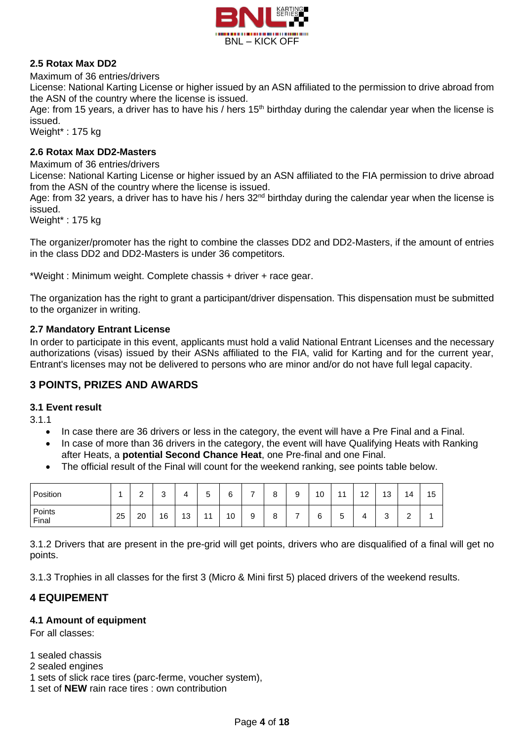### 2.5 Rotax Max DD2

Maximum of 36 entries/drivers

License: National Karting License or higher issued by an ASN affiliated to the permission to drive abroad from the ASN of the country where the license is issued.

Age: from 15 years, a driver has to have his / hers 15th birthday during the calendar year when the license is issued.

Weight* : 175 kg

### 2.6 Rotax Max DD2-Masters

Maximum of 36 entries/drivers

License: National Karting License or higher issued by an ASN affiliated to the FIA permission to drive abroad from the ASN of the country where the license is issued.

Age: from 32 years, a driver has to have his / hers 32nd birthday during the calendar year when the license is issued.

Weight* : 175 kg

The organizer/promoter has the right to combine the classes DD2 and DD2-Masters, if the amount of entries in the class DD2 and DD2-Masters is under 36 competitors.

*Weight : Minimum weight. Complete chassis + driver + race gear.

The organization has the right to grant a participant/driver dispensation. This dispensation must be submitted to the organizer in writing.

### 2.7 Mandatory Entrant License

In order to participate in this event, applicants must hold a valid National Entrant Licenses and the necessary authorizations (visas) issued by their ASNs affiliated to the FIA, valid for Karting and for the current year, Entrant's licenses may not be delivered to persons who are minor and/or do not have full legal capacity.

## 3 POINTS, PRIZES AND AWARDS

### 3.1 Event result

3.1.1

- In case there are 36 drivers or less in the category, the event will have a Pre Final and a Final.
- In case of more than 36 drivers in the category, the event will have Qualifying Heats with Ranking after Heats, a **potential Second Chance Heat**, one Pre-final and one Final.
- The official result of the Final will count for the weekend ranking, see points table below.

| Position | 1 | 2 | 3 | 4 | 5 | 6 | 7 | 8 | 9 | 10 | 11 | 12 | 13 | 14 | 15 |
|---|---|---|---|---|---|---|---|---|---|---|---|---|---|---|---|
| Points Final | 25 | 20 | 16 | 13 | 11 | 10 | 9 | 8 | 7 | 6 | 5 | 4 | 3 | 2 | 1 |

3.1.2 Drivers that are present in the pre-grid will get points, drivers who are disqualified of a final will get no points.

3.1.3 Trophies in all classes for the first 3 (Micro & Mini first 5) placed drivers of the weekend results.

## 4 EQUIPEMENT

### 4.1 Amount of equipment

For all classes:

1 sealed chassis
2 sealed engines
1 sets of slick race tires (parc-ferme, voucher system),
1 set of **NEW** rain race tires : own contribution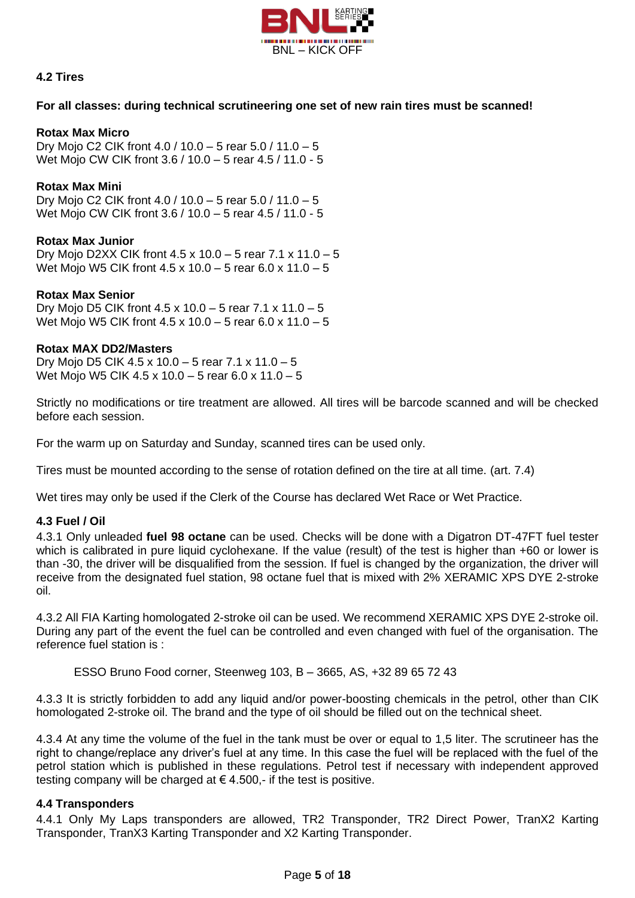### 4.2 Tires

**For all classes: during technical scrutineering one set of new rain tires must be scanned!**

**Rotax Max Micro**
Dry Mojo C2 CIK front 4.0 / 10.0 – 5 rear 5.0 / 11.0 – 5
Wet Mojo CW CIK front 3.6 / 10.0 – 5 rear 4.5 / 11.0 - 5

**Rotax Max Mini**
Dry Mojo C2 CIK front 4.0 / 10.0 – 5 rear 5.0 / 11.0 – 5
Wet Mojo CW CIK front 3.6 / 10.0 – 5 rear 4.5 / 11.0 - 5

**Rotax Max Junior**
Dry Mojo D2XX CIK front 4.5 x 10.0 – 5 rear 7.1 x 11.0 – 5
Wet Mojo W5 CIK front 4.5 x 10.0 – 5 rear 6.0 x 11.0 – 5

**Rotax Max Senior**
Dry Mojo D5 CIK front 4.5 x 10.0 – 5 rear 7.1 x 11.0 – 5
Wet Mojo W5 CIK front 4.5 x 10.0 – 5 rear 6.0 x 11.0 – 5

**Rotax MAX DD2/Masters**
Dry Mojo D5 CIK 4.5 x 10.0 – 5 rear 7.1 x 11.0 – 5
Wet Mojo W5 CIK 4.5 x 10.0 – 5 rear 6.0 x 11.0 – 5

Strictly no modifications or tire treatment are allowed. All tires will be barcode scanned and will be checked before each session.

For the warm up on Saturday and Sunday, scanned tires can be used only.

Tires must be mounted according to the sense of rotation defined on the tire at all time. (art. 7.4)

Wet tires may only be used if the Clerk of the Course has declared Wet Race or Wet Practice.

### 4.3 Fuel / Oil

4.3.1 Only unleaded **fuel 98 octane** can be used. Checks will be done with a Digatron DT-47FT fuel tester which is calibrated in pure liquid cyclohexane. If the value (result) of the test is higher than +60 or lower is than -30, the driver will be disqualified from the session. If fuel is changed by the organization, the driver will receive from the designated fuel station, 98 octane fuel that is mixed with 2% XERAMIC XPS DYE 2-stroke oil.

4.3.2 All FIA Karting homologated 2-stroke oil can be used. We recommend XERAMIC XPS DYE 2-stroke oil. During any part of the event the fuel can be controlled and even changed with fuel of the organisation. The reference fuel station is :

ESSO Bruno Food corner, Steenweg 103, B – 3665, AS, +32 89 65 72 43

4.3.3 It is strictly forbidden to add any liquid and/or power-boosting chemicals in the petrol, other than CIK homologated 2-stroke oil. The brand and the type of oil should be filled out on the technical sheet.

4.3.4 At any time the volume of the fuel in the tank must be over or equal to 1,5 liter. The scrutineer has the right to change/replace any driver's fuel at any time. In this case the fuel will be replaced with the fuel of the petrol station which is published in these regulations. Petrol test if necessary with independent approved testing company will be charged at € 4.500,- if the test is positive.

### 4.4 Transponders

4.4.1 Only My Laps transponders are allowed, TR2 Transponder, TR2 Direct Power, TranX2 Karting Transponder, TranX3 Karting Transponder and X2 Karting Transponder.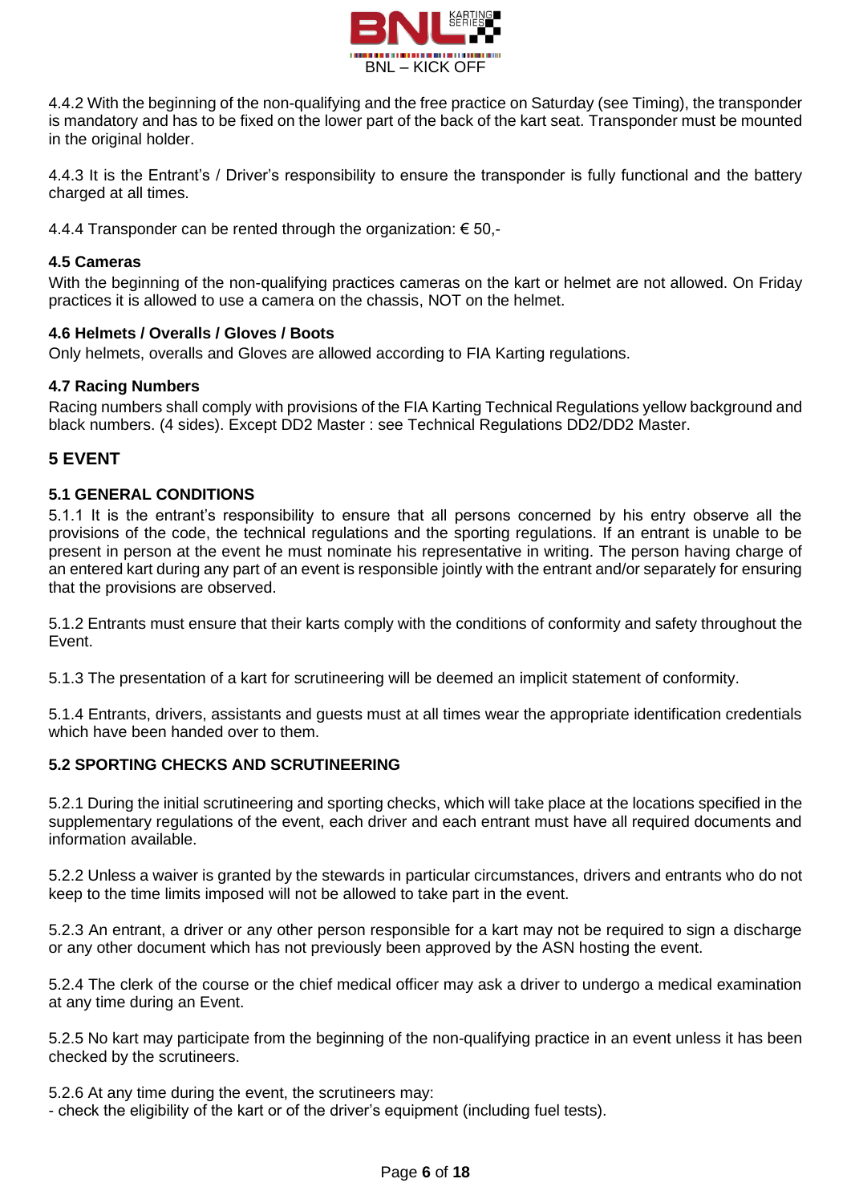4.4.2 With the beginning of the non-qualifying and the free practice on Saturday (see Timing), the transponder is mandatory and has to be fixed on the lower part of the back of the kart seat. Transponder must be mounted in the original holder.

4.4.3 It is the Entrant's / Driver's responsibility to ensure the transponder is fully functional and the battery charged at all times.

4.4.4 Transponder can be rented through the organization: € 50,-

### 4.5 Cameras

With the beginning of the non-qualifying practices cameras on the kart or helmet are not allowed. On Friday practices it is allowed to use a camera on the chassis, NOT on the helmet.

### 4.6 Helmets / Overalls / Gloves / Boots

Only helmets, overalls and Gloves are allowed according to FIA Karting regulations.

### 4.7 Racing Numbers

Racing numbers shall comply with provisions of the FIA Karting Technical Regulations yellow background and black numbers. (4 sides). Except DD2 Master : see Technical Regulations DD2/DD2 Master.

## 5 EVENT

### 5.1 GENERAL CONDITIONS

5.1.1 It is the entrant's responsibility to ensure that all persons concerned by his entry observe all the provisions of the code, the technical regulations and the sporting regulations. If an entrant is unable to be present in person at the event he must nominate his representative in writing. The person having charge of an entered kart during any part of an event is responsible jointly with the entrant and/or separately for ensuring that the provisions are observed.

5.1.2 Entrants must ensure that their karts comply with the conditions of conformity and safety throughout the Event.

5.1.3 The presentation of a kart for scrutineering will be deemed an implicit statement of conformity.

5.1.4 Entrants, drivers, assistants and guests must at all times wear the appropriate identification credentials which have been handed over to them.

### 5.2 SPORTING CHECKS AND SCRUTINEERING

5.2.1 During the initial scrutineering and sporting checks, which will take place at the locations specified in the supplementary regulations of the event, each driver and each entrant must have all required documents and information available.

5.2.2 Unless a waiver is granted by the stewards in particular circumstances, drivers and entrants who do not keep to the time limits imposed will not be allowed to take part in the event.

5.2.3 An entrant, a driver or any other person responsible for a kart may not be required to sign a discharge or any other document which has not previously been approved by the ASN hosting the event.

5.2.4 The clerk of the course or the chief medical officer may ask a driver to undergo a medical examination at any time during an Event.

5.2.5 No kart may participate from the beginning of the non-qualifying practice in an event unless it has been checked by the scrutineers.

5.2.6 At any time during the event, the scrutineers may:
- check the eligibility of the kart or of the driver's equipment (including fuel tests).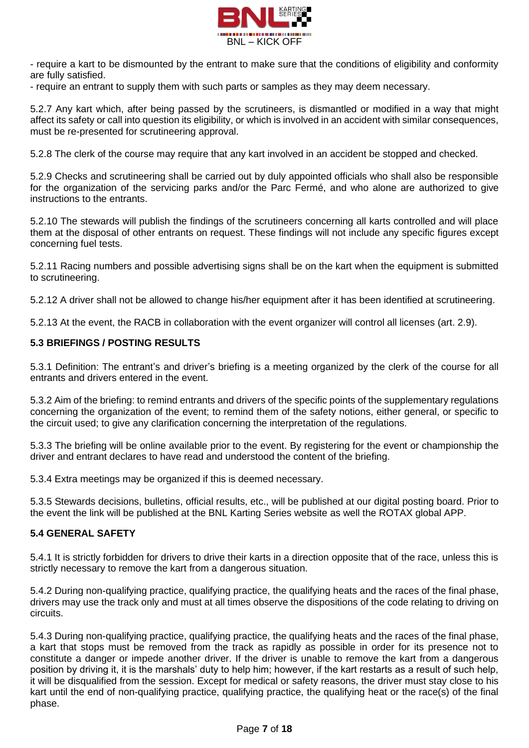- require a kart to be dismounted by the entrant to make sure that the conditions of eligibility and conformity are fully satisfied.
- require an entrant to supply them with such parts or samples as they may deem necessary.

5.2.7 Any kart which, after being passed by the scrutineers, is dismantled or modified in a way that might affect its safety or call into question its eligibility, or which is involved in an accident with similar consequences, must be re-presented for scrutineering approval.

5.2.8 The clerk of the course may require that any kart involved in an accident be stopped and checked.

5.2.9 Checks and scrutineering shall be carried out by duly appointed officials who shall also be responsible for the organization of the servicing parks and/or the Parc Fermé, and who alone are authorized to give instructions to the entrants.

5.2.10 The stewards will publish the findings of the scrutineers concerning all karts controlled and will place them at the disposal of other entrants on request. These findings will not include any specific figures except concerning fuel tests.

5.2.11 Racing numbers and possible advertising signs shall be on the kart when the equipment is submitted to scrutineering.

5.2.12 A driver shall not be allowed to change his/her equipment after it has been identified at scrutineering.

5.2.13 At the event, the RACB in collaboration with the event organizer will control all licenses (art. 2.9).

### 5.3 BRIEFINGS / POSTING RESULTS

5.3.1 Definition: The entrant's and driver's briefing is a meeting organized by the clerk of the course for all entrants and drivers entered in the event.

5.3.2 Aim of the briefing: to remind entrants and drivers of the specific points of the supplementary regulations concerning the organization of the event; to remind them of the safety notions, either general, or specific to the circuit used; to give any clarification concerning the interpretation of the regulations.

5.3.3 The briefing will be online available prior to the event. By registering for the event or championship the driver and entrant declares to have read and understood the content of the briefing.

5.3.4 Extra meetings may be organized if this is deemed necessary.

5.3.5 Stewards decisions, bulletins, official results, etc., will be published at our digital posting board. Prior to the event the link will be published at the BNL Karting Series website as well the ROTAX global APP.

### 5.4 GENERAL SAFETY

5.4.1 It is strictly forbidden for drivers to drive their karts in a direction opposite that of the race, unless this is strictly necessary to remove the kart from a dangerous situation.

5.4.2 During non-qualifying practice, qualifying practice, the qualifying heats and the races of the final phase, drivers may use the track only and must at all times observe the dispositions of the code relating to driving on circuits.

5.4.3 During non-qualifying practice, qualifying practice, the qualifying heats and the races of the final phase, a kart that stops must be removed from the track as rapidly as possible in order for its presence not to constitute a danger or impede another driver. If the driver is unable to remove the kart from a dangerous position by driving it, it is the marshals' duty to help him; however, if the kart restarts as a result of such help, it will be disqualified from the session. Except for medical or safety reasons, the driver must stay close to his kart until the end of non-qualifying practice, qualifying practice, the qualifying heat or the race(s) of the final phase.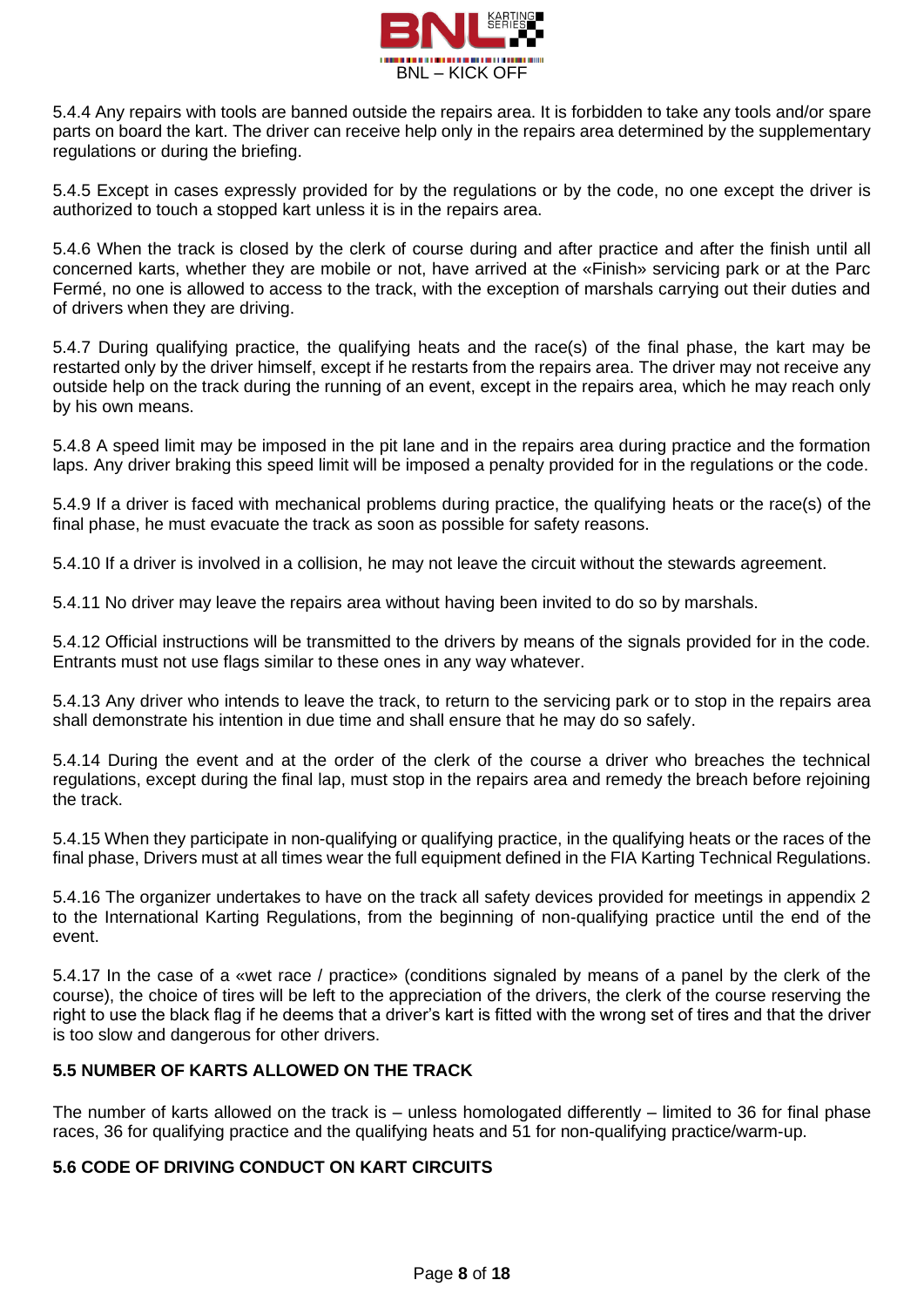5.4.4 Any repairs with tools are banned outside the repairs area. It is forbidden to take any tools and/or spare parts on board the kart. The driver can receive help only in the repairs area determined by the supplementary regulations or during the briefing.

5.4.5 Except in cases expressly provided for by the regulations or by the code, no one except the driver is authorized to touch a stopped kart unless it is in the repairs area.

5.4.6 When the track is closed by the clerk of course during and after practice and after the finish until all concerned karts, whether they are mobile or not, have arrived at the «Finish» servicing park or at the Parc Fermé, no one is allowed to access to the track, with the exception of marshals carrying out their duties and of drivers when they are driving.

5.4.7 During qualifying practice, the qualifying heats and the race(s) of the final phase, the kart may be restarted only by the driver himself, except if he restarts from the repairs area. The driver may not receive any outside help on the track during the running of an event, except in the repairs area, which he may reach only by his own means.

5.4.8 A speed limit may be imposed in the pit lane and in the repairs area during practice and the formation laps. Any driver braking this speed limit will be imposed a penalty provided for in the regulations or the code.

5.4.9 If a driver is faced with mechanical problems during practice, the qualifying heats or the race(s) of the final phase, he must evacuate the track as soon as possible for safety reasons.

5.4.10 If a driver is involved in a collision, he may not leave the circuit without the stewards agreement.

5.4.11 No driver may leave the repairs area without having been invited to do so by marshals.

5.4.12 Official instructions will be transmitted to the drivers by means of the signals provided for in the code. Entrants must not use flags similar to these ones in any way whatever.

5.4.13 Any driver who intends to leave the track, to return to the servicing park or to stop in the repairs area shall demonstrate his intention in due time and shall ensure that he may do so safely.

5.4.14 During the event and at the order of the clerk of the course a driver who breaches the technical regulations, except during the final lap, must stop in the repairs area and remedy the breach before rejoining the track.

5.4.15 When they participate in non-qualifying or qualifying practice, in the qualifying heats or the races of the final phase, Drivers must at all times wear the full equipment defined in the FIA Karting Technical Regulations.

5.4.16 The organizer undertakes to have on the track all safety devices provided for meetings in appendix 2 to the International Karting Regulations, from the beginning of non-qualifying practice until the end of the event.

5.4.17 In the case of a «wet race / practice» (conditions signaled by means of a panel by the clerk of the course), the choice of tires will be left to the appreciation of the drivers, the clerk of the course reserving the right to use the black flag if he deems that a driver's kart is fitted with the wrong set of tires and that the driver is too slow and dangerous for other drivers.

### 5.5 NUMBER OF KARTS ALLOWED ON THE TRACK

The number of karts allowed on the track is – unless homologated differently – limited to 36 for final phase races, 36 for qualifying practice and the qualifying heats and 51 for non-qualifying practice/warm-up.

### 5.6 CODE OF DRIVING CONDUCT ON KART CIRCUITS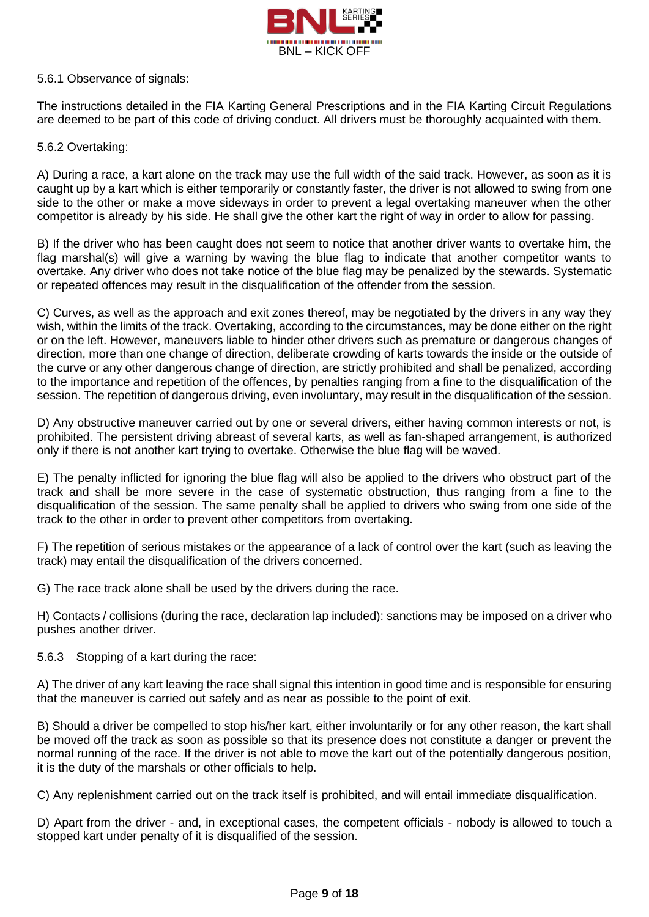5.6.1 Observance of signals:

The instructions detailed in the FIA Karting General Prescriptions and in the FIA Karting Circuit Regulations are deemed to be part of this code of driving conduct. All drivers must be thoroughly acquainted with them.

5.6.2 Overtaking:

A) During a race, a kart alone on the track may use the full width of the said track. However, as soon as it is caught up by a kart which is either temporarily or constantly faster, the driver is not allowed to swing from one side to the other or make a move sideways in order to prevent a legal overtaking maneuver when the other competitor is already by his side. He shall give the other kart the right of way in order to allow for passing.

B) If the driver who has been caught does not seem to notice that another driver wants to overtake him, the flag marshal(s) will give a warning by waving the blue flag to indicate that another competitor wants to overtake. Any driver who does not take notice of the blue flag may be penalized by the stewards. Systematic or repeated offences may result in the disqualification of the offender from the session.

C) Curves, as well as the approach and exit zones thereof, may be negotiated by the drivers in any way they wish, within the limits of the track. Overtaking, according to the circumstances, may be done either on the right or on the left. However, maneuvers liable to hinder other drivers such as premature or dangerous changes of direction, more than one change of direction, deliberate crowding of karts towards the inside or the outside of the curve or any other dangerous change of direction, are strictly prohibited and shall be penalized, according to the importance and repetition of the offences, by penalties ranging from a fine to the disqualification of the session. The repetition of dangerous driving, even involuntary, may result in the disqualification of the session.

D) Any obstructive maneuver carried out by one or several drivers, either having common interests or not, is prohibited. The persistent driving abreast of several karts, as well as fan-shaped arrangement, is authorized only if there is not another kart trying to overtake. Otherwise the blue flag will be waved.

E) The penalty inflicted for ignoring the blue flag will also be applied to the drivers who obstruct part of the track and shall be more severe in the case of systematic obstruction, thus ranging from a fine to the disqualification of the session. The same penalty shall be applied to drivers who swing from one side of the track to the other in order to prevent other competitors from overtaking.

F) The repetition of serious mistakes or the appearance of a lack of control over the kart (such as leaving the track) may entail the disqualification of the drivers concerned.

G) The race track alone shall be used by the drivers during the race.

H) Contacts / collisions (during the race, declaration lap included): sanctions may be imposed on a driver who pushes another driver.

5.6.3 Stopping of a kart during the race:

A) The driver of any kart leaving the race shall signal this intention in good time and is responsible for ensuring that the maneuver is carried out safely and as near as possible to the point of exit.

B) Should a driver be compelled to stop his/her kart, either involuntarily or for any other reason, the kart shall be moved off the track as soon as possible so that its presence does not constitute a danger or prevent the normal running of the race. If the driver is not able to move the kart out of the potentially dangerous position, it is the duty of the marshals or other officials to help.

C) Any replenishment carried out on the track itself is prohibited, and will entail immediate disqualification.

D) Apart from the driver - and, in exceptional cases, the competent officials - nobody is allowed to touch a stopped kart under penalty of it is disqualified of the session.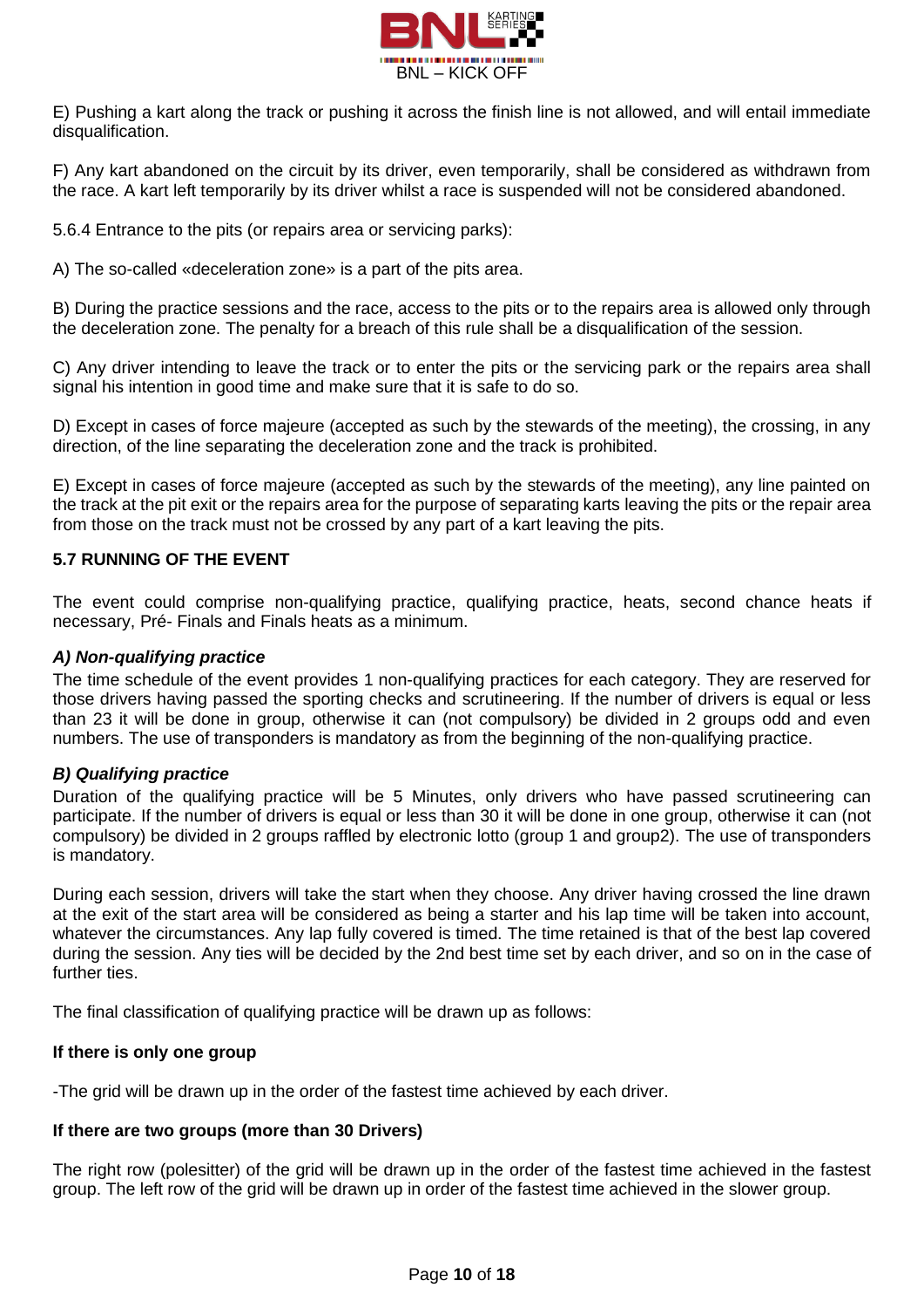E) Pushing a kart along the track or pushing it across the finish line is not allowed, and will entail immediate disqualification.

F) Any kart abandoned on the circuit by its driver, even temporarily, shall be considered as withdrawn from the race. A kart left temporarily by its driver whilst a race is suspended will not be considered abandoned.

5.6.4 Entrance to the pits (or repairs area or servicing parks):

A) The so-called «deceleration zone» is a part of the pits area.

B) During the practice sessions and the race, access to the pits or to the repairs area is allowed only through the deceleration zone. The penalty for a breach of this rule shall be a disqualification of the session.

C) Any driver intending to leave the track or to enter the pits or the servicing park or the repairs area shall signal his intention in good time and make sure that it is safe to do so.

D) Except in cases of force majeure (accepted as such by the stewards of the meeting), the crossing, in any direction, of the line separating the deceleration zone and the track is prohibited.

E) Except in cases of force majeure (accepted as such by the stewards of the meeting), any line painted on the track at the pit exit or the repairs area for the purpose of separating karts leaving the pits or the repair area from those on the track must not be crossed by any part of a kart leaving the pits.

**5.7 RUNNING OF THE EVENT**

The event could comprise non-qualifying practice, qualifying practice, heats, second chance heats if necessary, Pré- Finals and Finals heats as a minimum.

***A) Non-qualifying practice***

The time schedule of the event provides 1 non-qualifying practices for each category. They are reserved for those drivers having passed the sporting checks and scrutineering. If the number of drivers is equal or less than 23 it will be done in group, otherwise it can (not compulsory) be divided in 2 groups odd and even numbers. The use of transponders is mandatory as from the beginning of the non-qualifying practice.

***B) Qualifying practice***

Duration of the qualifying practice will be 5 Minutes, only drivers who have passed scrutineering can participate. If the number of drivers is equal or less than 30 it will be done in one group, otherwise it can (not compulsory) be divided in 2 groups raffled by electronic lotto (group 1 and group2). The use of transponders is mandatory.

During each session, drivers will take the start when they choose. Any driver having crossed the line drawn at the exit of the start area will be considered as being a starter and his lap time will be taken into account, whatever the circumstances. Any lap fully covered is timed. The time retained is that of the best lap covered during the session. Any ties will be decided by the 2nd best time set by each driver, and so on in the case of further ties.

The final classification of qualifying practice will be drawn up as follows:

**If there is only one group**

-The grid will be drawn up in the order of the fastest time achieved by each driver.

**If there are two groups (more than 30 Drivers)**

The right row (polesitter) of the grid will be drawn up in the order of the fastest time achieved in the fastest group. The left row of the grid will be drawn up in order of the fastest time achieved in the slower group.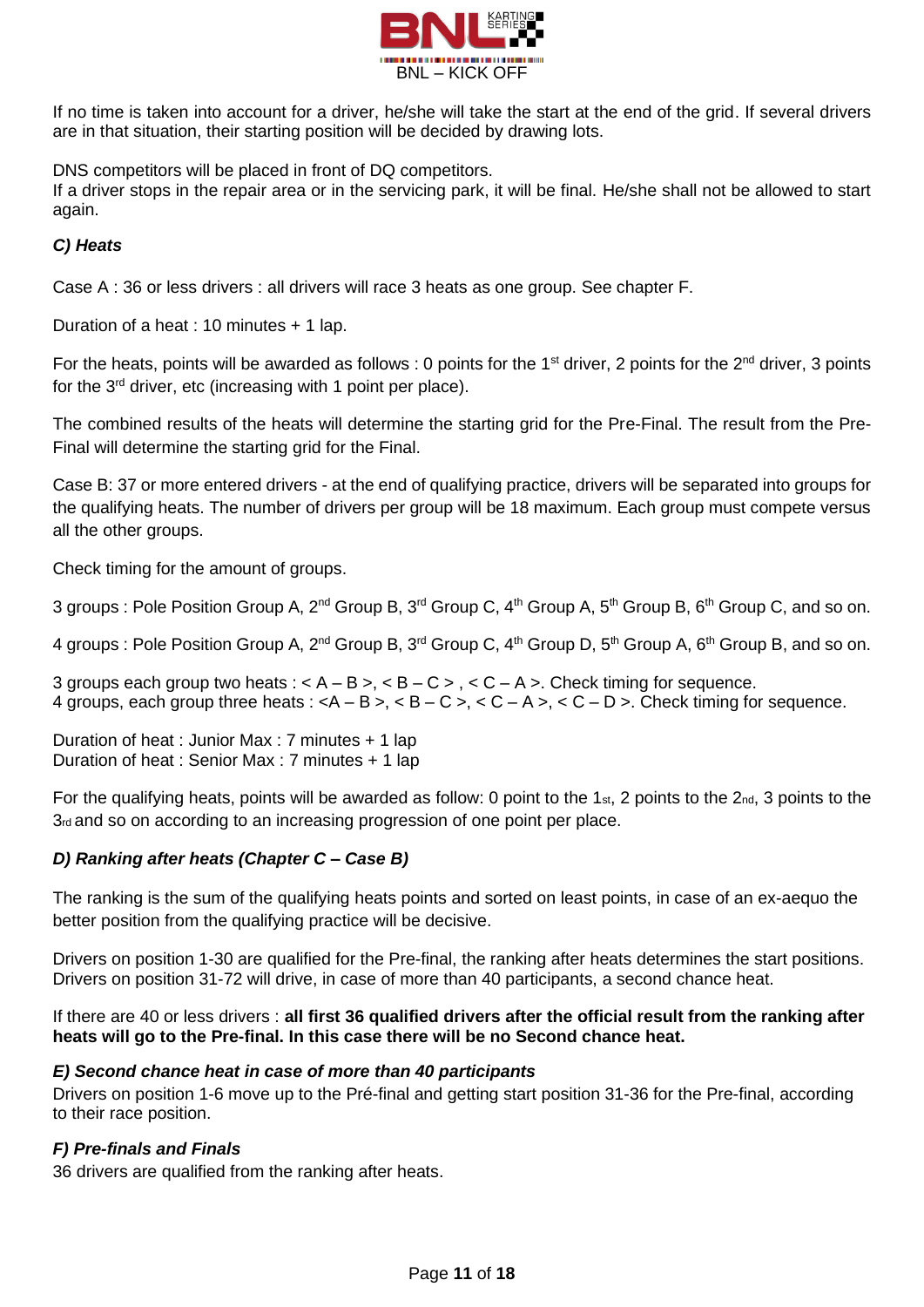If no time is taken into account for a driver, he/she will take the start at the end of the grid. If several drivers are in that situation, their starting position will be decided by drawing lots.

DNS competitors will be placed in front of DQ competitors.
If a driver stops in the repair area or in the servicing park, it will be final. He/she shall not be allowed to start again.

### *C) Heats*

Case A : 36 or less drivers : all drivers will race 3 heats as one group. See chapter F.

Duration of a heat : 10 minutes + 1 lap.

For the heats, points will be awarded as follows : 0 points for the 1st driver, 2 points for the 2nd driver, 3 points for the 3rd driver, etc (increasing with 1 point per place).

The combined results of the heats will determine the starting grid for the Pre-Final. The result from the Pre-Final will determine the starting grid for the Final.

Case B: 37 or more entered drivers - at the end of qualifying practice, drivers will be separated into groups for the qualifying heats. The number of drivers per group will be 18 maximum. Each group must compete versus all the other groups.

Check timing for the amount of groups.

3 groups : Pole Position Group A, 2nd Group B, 3rd Group C, 4th Group A, 5th Group B, 6th Group C, and so on.

4 groups : Pole Position Group A, 2nd Group B, 3rd Group C, 4th Group D, 5th Group A, 6th Group B, and so on.

3 groups each group two heats : < A – B >, < B – C > , < C – A >. Check timing for sequence.
4 groups, each group three heats : <A – B >, < B – C >, < C – A >, < C – D >. Check timing for sequence.

Duration of heat : Junior Max : 7 minutes + 1 lap
Duration of heat : Senior Max : 7 minutes + 1 lap

For the qualifying heats, points will be awarded as follow: 0 point to the 1st, 2 points to the 2nd, 3 points to the 3rd and so on according to an increasing progression of one point per place.

### *D) Ranking after heats (Chapter C – Case B)*

The ranking is the sum of the qualifying heats points and sorted on least points, in case of an ex-aequo the better position from the qualifying practice will be decisive.

Drivers on position 1-30 are qualified for the Pre-final, the ranking after heats determines the start positions.
Drivers on position 31-72 will drive, in case of more than 40 participants, a second chance heat.

If there are 40 or less drivers : **all first 36 qualified drivers after the official result from the ranking after heats will go to the Pre-final. In this case there will be no Second chance heat.**

### *E) Second chance heat in case of more than 40 participants*

Drivers on position 1-6 move up to the Pré-final and getting start position 31-36 for the Pre-final, according to their race position.

### *F) Pre-finals and Finals*

36 drivers are qualified from the ranking after heats.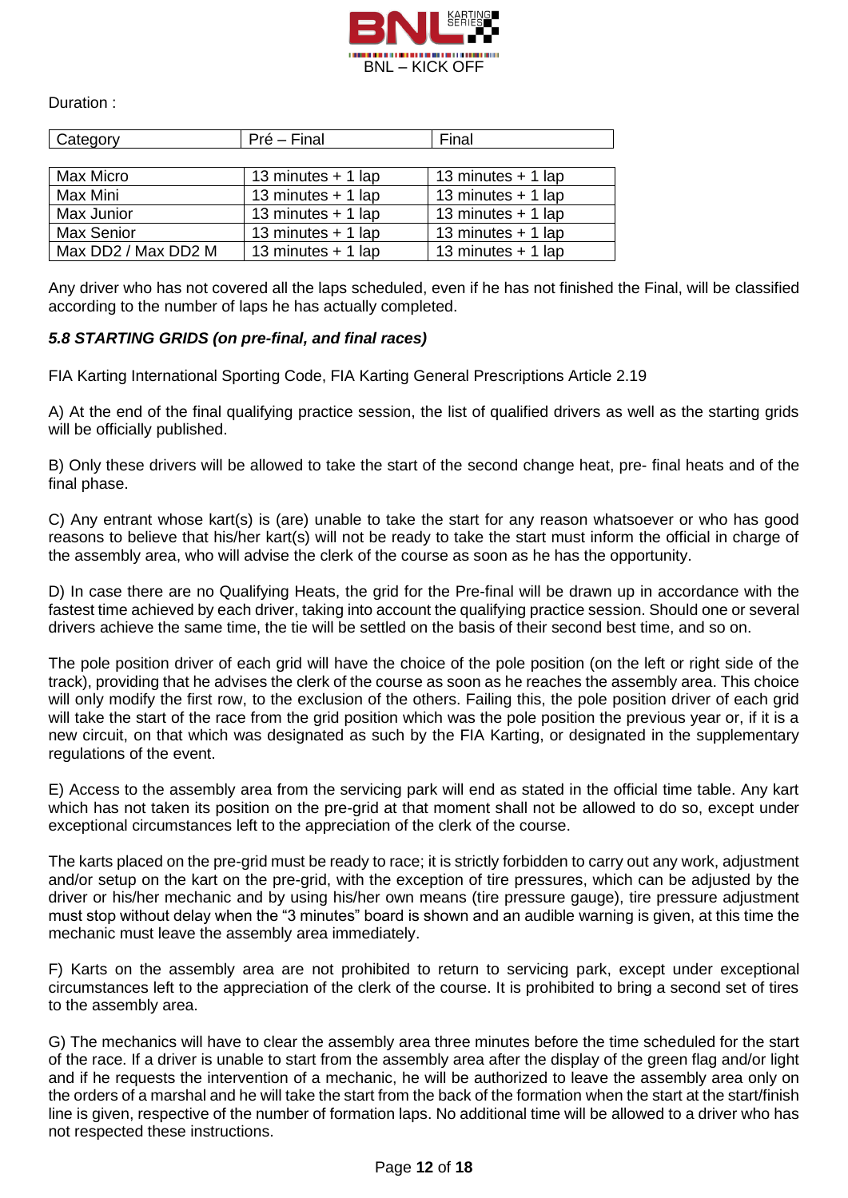Duration :

| Category | Pré – Final | Final |
|---|---|---|
| Max Micro | 13 minutes + 1 lap | 13 minutes + 1 lap |
| Max Mini | 13 minutes + 1 lap | 13 minutes + 1 lap |
| Max Junior | 13 minutes + 1 lap | 13 minutes + 1 lap |
| Max Senior | 13 minutes + 1 lap | 13 minutes + 1 lap |
| Max DD2 / Max DD2 M | 13 minutes + 1 lap | 13 minutes + 1 lap |

Any driver who has not covered all the laps scheduled, even if he has not finished the Final, will be classified according to the number of laps he has actually completed.

### *5.8 STARTING GRIDS (on pre-final, and final races)*

FIA Karting International Sporting Code, FIA Karting General Prescriptions Article 2.19

A) At the end of the final qualifying practice session, the list of qualified drivers as well as the starting grids will be officially published.

B) Only these drivers will be allowed to take the start of the second change heat, pre- final heats and of the final phase.

C) Any entrant whose kart(s) is (are) unable to take the start for any reason whatsoever or who has good reasons to believe that his/her kart(s) will not be ready to take the start must inform the official in charge of the assembly area, who will advise the clerk of the course as soon as he has the opportunity.

D) In case there are no Qualifying Heats, the grid for the Pre-final will be drawn up in accordance with the fastest time achieved by each driver, taking into account the qualifying practice session. Should one or several drivers achieve the same time, the tie will be settled on the basis of their second best time, and so on.

The pole position driver of each grid will have the choice of the pole position (on the left or right side of the track), providing that he advises the clerk of the course as soon as he reaches the assembly area. This choice will only modify the first row, to the exclusion of the others. Failing this, the pole position driver of each grid will take the start of the race from the grid position which was the pole position the previous year or, if it is a new circuit, on that which was designated as such by the FIA Karting, or designated in the supplementary regulations of the event.

E) Access to the assembly area from the servicing park will end as stated in the official time table. Any kart which has not taken its position on the pre-grid at that moment shall not be allowed to do so, except under exceptional circumstances left to the appreciation of the clerk of the course.

The karts placed on the pre-grid must be ready to race; it is strictly forbidden to carry out any work, adjustment and/or setup on the kart on the pre-grid, with the exception of tire pressures, which can be adjusted by the driver or his/her mechanic and by using his/her own means (tire pressure gauge), tire pressure adjustment must stop without delay when the "3 minutes" board is shown and an audible warning is given, at this time the mechanic must leave the assembly area immediately.

F) Karts on the assembly area are not prohibited to return to servicing park, except under exceptional circumstances left to the appreciation of the clerk of the course. It is prohibited to bring a second set of tires to the assembly area.

G) The mechanics will have to clear the assembly area three minutes before the time scheduled for the start of the race. If a driver is unable to start from the assembly area after the display of the green flag and/or light and if he requests the intervention of a mechanic, he will be authorized to leave the assembly area only on the orders of a marshal and he will take the start from the back of the formation when the start at the start/finish line is given, respective of the number of formation laps. No additional time will be allowed to a driver who has not respected these instructions.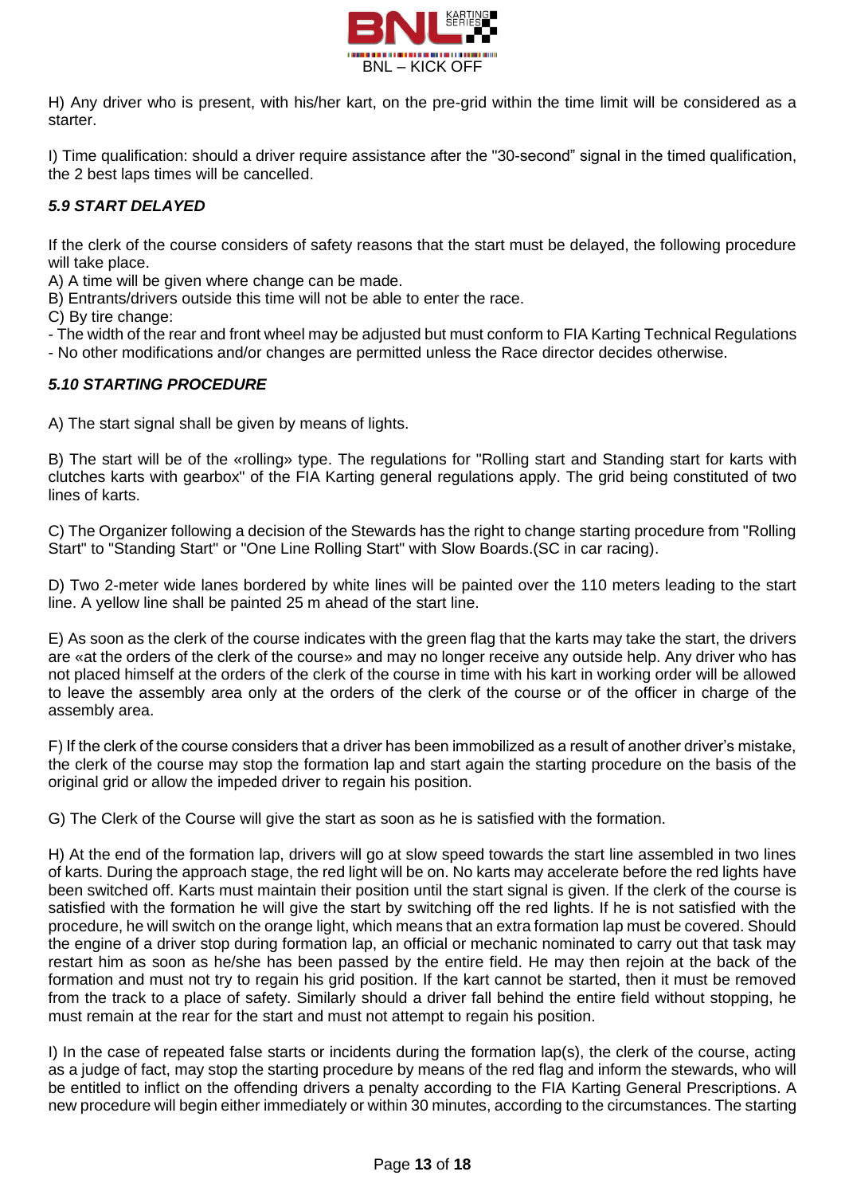H) Any driver who is present, with his/her kart, on the pre-grid within the time limit will be considered as a starter.

I) Time qualification: should a driver require assistance after the "30-second" signal in the timed qualification, the 2 best laps times will be cancelled.

### *5.9 START DELAYED*

If the clerk of the course considers of safety reasons that the start must be delayed, the following procedure will take place.

A) A time will be given where change can be made.

B) Entrants/drivers outside this time will not be able to enter the race.

C) By tire change:

- The width of the rear and front wheel may be adjusted but must conform to FIA Karting Technical Regulations
- No other modifications and/or changes are permitted unless the Race director decides otherwise.

### *5.10 STARTING PROCEDURE*

A) The start signal shall be given by means of lights.

B) The start will be of the «rolling» type. The regulations for "Rolling start and Standing start for karts with clutches karts with gearbox" of the FIA Karting general regulations apply. The grid being constituted of two lines of karts.

C) The Organizer following a decision of the Stewards has the right to change starting procedure from "Rolling Start" to "Standing Start" or "One Line Rolling Start" with Slow Boards.(SC in car racing).

D) Two 2-meter wide lanes bordered by white lines will be painted over the 110 meters leading to the start line. A yellow line shall be painted 25 m ahead of the start line.

E) As soon as the clerk of the course indicates with the green flag that the karts may take the start, the drivers are «at the orders of the clerk of the course» and may no longer receive any outside help. Any driver who has not placed himself at the orders of the clerk of the course in time with his kart in working order will be allowed to leave the assembly area only at the orders of the clerk of the course or of the officer in charge of the assembly area.

F) If the clerk of the course considers that a driver has been immobilized as a result of another driver's mistake, the clerk of the course may stop the formation lap and start again the starting procedure on the basis of the original grid or allow the impeded driver to regain his position.

G) The Clerk of the Course will give the start as soon as he is satisfied with the formation.

H) At the end of the formation lap, drivers will go at slow speed towards the start line assembled in two lines of karts. During the approach stage, the red light will be on. No karts may accelerate before the red lights have been switched off. Karts must maintain their position until the start signal is given. If the clerk of the course is satisfied with the formation he will give the start by switching off the red lights. If he is not satisfied with the procedure, he will switch on the orange light, which means that an extra formation lap must be covered. Should the engine of a driver stop during formation lap, an official or mechanic nominated to carry out that task may restart him as soon as he/she has been passed by the entire field. He may then rejoin at the back of the formation and must not try to regain his grid position. If the kart cannot be started, then it must be removed from the track to a place of safety. Similarly should a driver fall behind the entire field without stopping, he must remain at the rear for the start and must not attempt to regain his position.

I) In the case of repeated false starts or incidents during the formation lap(s), the clerk of the course, acting as a judge of fact, may stop the starting procedure by means of the red flag and inform the stewards, who will be entitled to inflict on the offending drivers a penalty according to the FIA Karting General Prescriptions. A new procedure will begin either immediately or within 30 minutes, according to the circumstances. The starting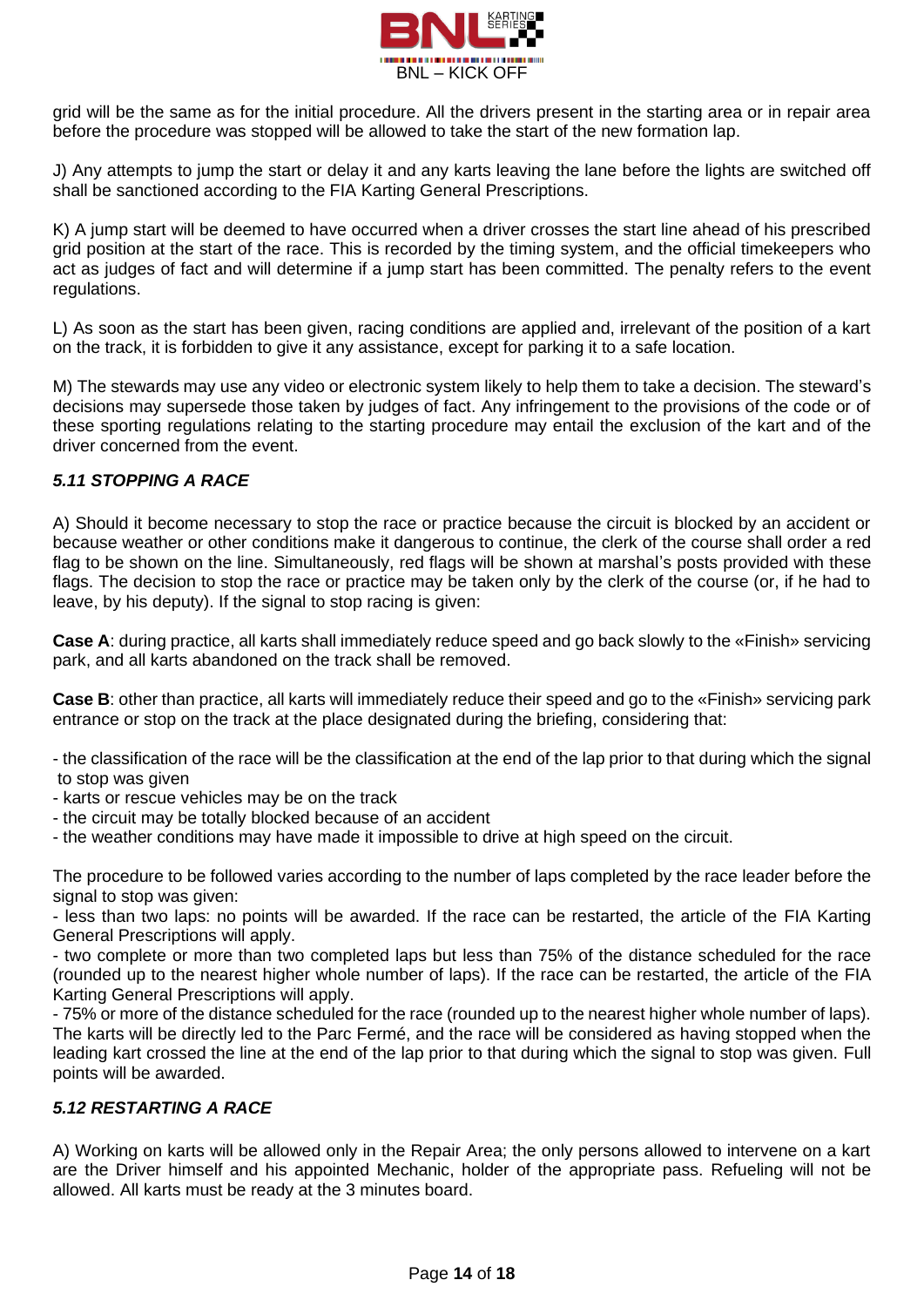grid will be the same as for the initial procedure. All the drivers present in the starting area or in repair area before the procedure was stopped will be allowed to take the start of the new formation lap.

J) Any attempts to jump the start or delay it and any karts leaving the lane before the lights are switched off shall be sanctioned according to the FIA Karting General Prescriptions.

K) A jump start will be deemed to have occurred when a driver crosses the start line ahead of his prescribed grid position at the start of the race. This is recorded by the timing system, and the official timekeepers who act as judges of fact and will determine if a jump start has been committed. The penalty refers to the event regulations.

L) As soon as the start has been given, racing conditions are applied and, irrelevant of the position of a kart on the track, it is forbidden to give it any assistance, except for parking it to a safe location.

M) The stewards may use any video or electronic system likely to help them to take a decision. The steward's decisions may supersede those taken by judges of fact. Any infringement to the provisions of the code or of these sporting regulations relating to the starting procedure may entail the exclusion of the kart and of the driver concerned from the event.

### *5.11 STOPPING A RACE*

A) Should it become necessary to stop the race or practice because the circuit is blocked by an accident or because weather or other conditions make it dangerous to continue, the clerk of the course shall order a red flag to be shown on the line. Simultaneously, red flags will be shown at marshal's posts provided with these flags. The decision to stop the race or practice may be taken only by the clerk of the course (or, if he had to leave, by his deputy). If the signal to stop racing is given:

**Case A**: during practice, all karts shall immediately reduce speed and go back slowly to the «Finish» servicing park, and all karts abandoned on the track shall be removed.

**Case B**: other than practice, all karts will immediately reduce their speed and go to the «Finish» servicing park entrance or stop on the track at the place designated during the briefing, considering that:

- the classification of the race will be the classification at the end of the lap prior to that during which the signal to stop was given
- karts or rescue vehicles may be on the track
- the circuit may be totally blocked because of an accident
- the weather conditions may have made it impossible to drive at high speed on the circuit.

The procedure to be followed varies according to the number of laps completed by the race leader before the signal to stop was given:

- less than two laps: no points will be awarded. If the race can be restarted, the article of the FIA Karting General Prescriptions will apply.
- two complete or more than two completed laps but less than 75% of the distance scheduled for the race (rounded up to the nearest higher whole number of laps). If the race can be restarted, the article of the FIA Karting General Prescriptions will apply.
- 75% or more of the distance scheduled for the race (rounded up to the nearest higher whole number of laps). The karts will be directly led to the Parc Fermé, and the race will be considered as having stopped when the leading kart crossed the line at the end of the lap prior to that during which the signal to stop was given. Full points will be awarded.

### *5.12 RESTARTING A RACE*

A) Working on karts will be allowed only in the Repair Area; the only persons allowed to intervene on a kart are the Driver himself and his appointed Mechanic, holder of the appropriate pass. Refueling will not be allowed. All karts must be ready at the 3 minutes board.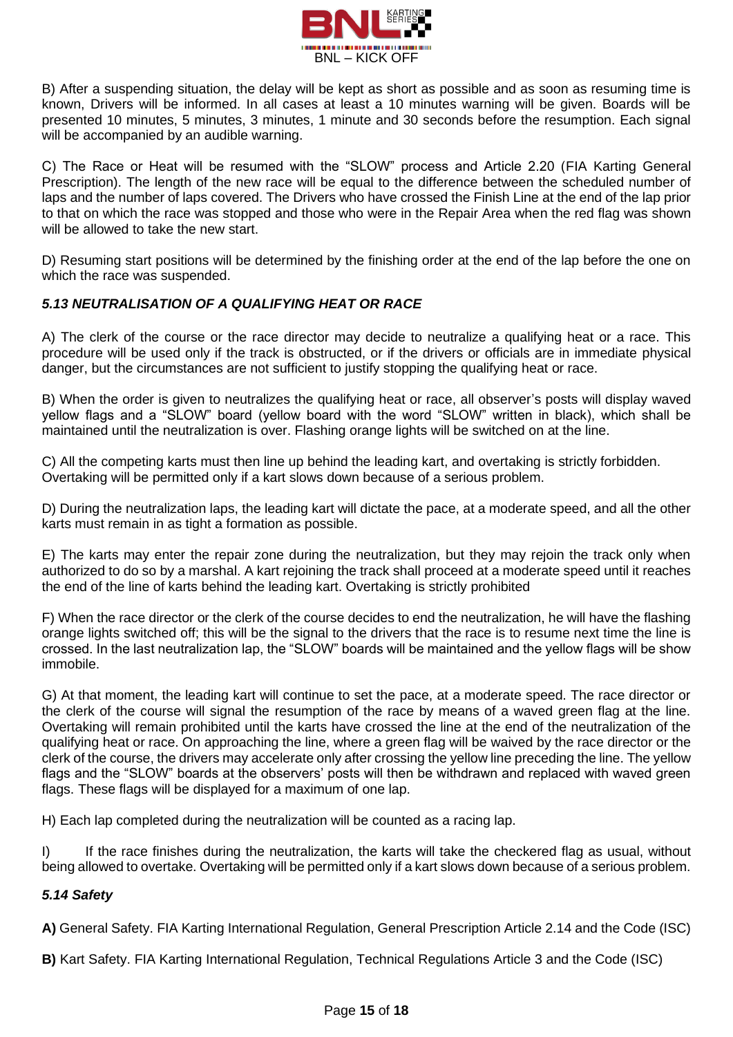B) After a suspending situation, the delay will be kept as short as possible and as soon as resuming time is known, Drivers will be informed. In all cases at least a 10 minutes warning will be given. Boards will be presented 10 minutes, 5 minutes, 3 minutes, 1 minute and 30 seconds before the resumption. Each signal will be accompanied by an audible warning.

C) The Race or Heat will be resumed with the "SLOW" process and Article 2.20 (FIA Karting General Prescription). The length of the new race will be equal to the difference between the scheduled number of laps and the number of laps covered. The Drivers who have crossed the Finish Line at the end of the lap prior to that on which the race was stopped and those who were in the Repair Area when the red flag was shown will be allowed to take the new start.

D) Resuming start positions will be determined by the finishing order at the end of the lap before the one on which the race was suspended.

### *5.13 NEUTRALISATION OF A QUALIFYING HEAT OR RACE*

A) The clerk of the course or the race director may decide to neutralize a qualifying heat or a race. This procedure will be used only if the track is obstructed, or if the drivers or officials are in immediate physical danger, but the circumstances are not sufficient to justify stopping the qualifying heat or race.

B) When the order is given to neutralizes the qualifying heat or race, all observer's posts will display waved yellow flags and a "SLOW" board (yellow board with the word "SLOW" written in black), which shall be maintained until the neutralization is over. Flashing orange lights will be switched on at the line.

C) All the competing karts must then line up behind the leading kart, and overtaking is strictly forbidden. Overtaking will be permitted only if a kart slows down because of a serious problem.

D) During the neutralization laps, the leading kart will dictate the pace, at a moderate speed, and all the other karts must remain in as tight a formation as possible.

E) The karts may enter the repair zone during the neutralization, but they may rejoin the track only when authorized to do so by a marshal. A kart rejoining the track shall proceed at a moderate speed until it reaches the end of the line of karts behind the leading kart. Overtaking is strictly prohibited

F) When the race director or the clerk of the course decides to end the neutralization, he will have the flashing orange lights switched off; this will be the signal to the drivers that the race is to resume next time the line is crossed. In the last neutralization lap, the "SLOW" boards will be maintained and the yellow flags will be show immobile.

G) At that moment, the leading kart will continue to set the pace, at a moderate speed. The race director or the clerk of the course will signal the resumption of the race by means of a waved green flag at the line. Overtaking will remain prohibited until the karts have crossed the line at the end of the neutralization of the qualifying heat or race. On approaching the line, where a green flag will be waived by the race director or the clerk of the course, the drivers may accelerate only after crossing the yellow line preceding the line. The yellow flags and the "SLOW" boards at the observers' posts will then be withdrawn and replaced with waved green flags. These flags will be displayed for a maximum of one lap.

H) Each lap completed during the neutralization will be counted as a racing lap.

I) If the race finishes during the neutralization, the karts will take the checkered flag as usual, without being allowed to overtake. Overtaking will be permitted only if a kart slows down because of a serious problem.

### *5.14 Safety*

**A)** General Safety. FIA Karting International Regulation, General Prescription Article 2.14 and the Code (ISC)

**B)** Kart Safety. FIA Karting International Regulation, Technical Regulations Article 3 and the Code (ISC)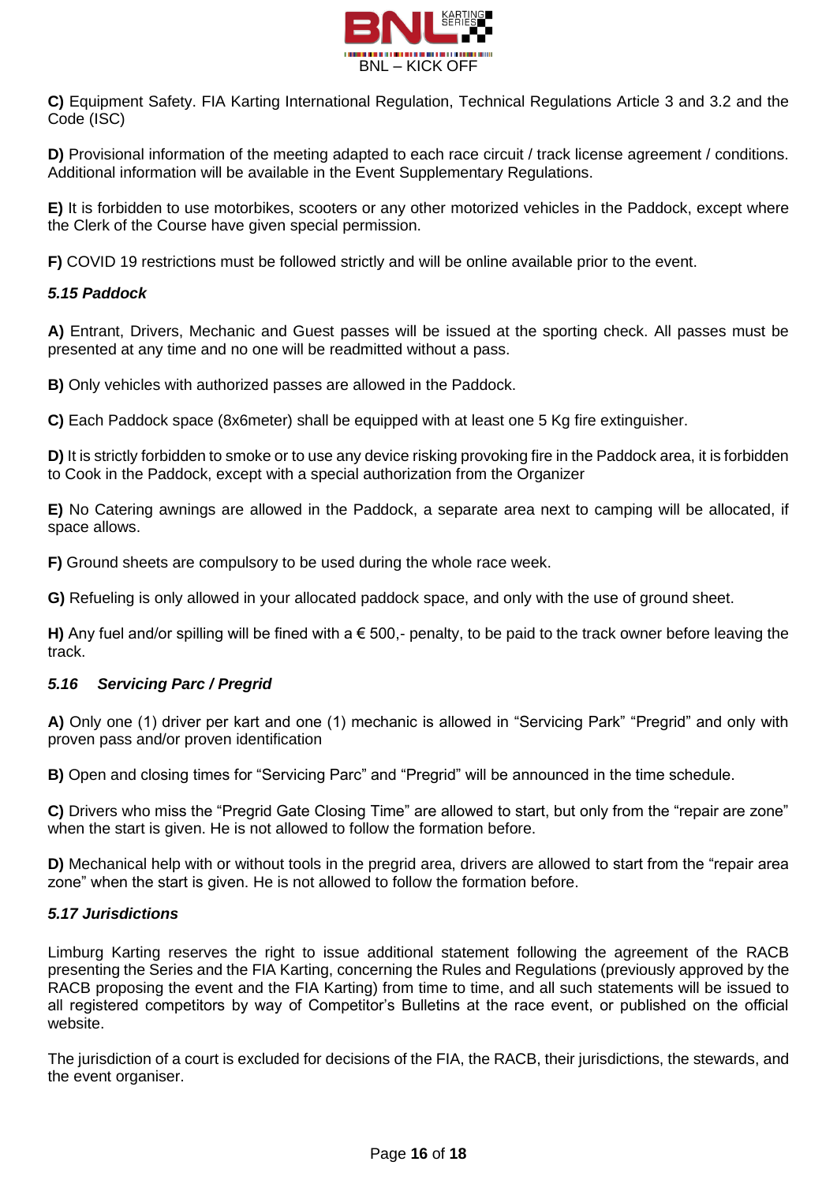**C)** Equipment Safety. FIA Karting International Regulation, Technical Regulations Article 3 and 3.2 and the Code (ISC)

**D)** Provisional information of the meeting adapted to each race circuit / track license agreement / conditions. Additional information will be available in the Event Supplementary Regulations.

**E)** It is forbidden to use motorbikes, scooters or any other motorized vehicles in the Paddock, except where the Clerk of the Course have given special permission.

**F)** COVID 19 restrictions must be followed strictly and will be online available prior to the event.

### *5.15 Paddock*

**A)** Entrant, Drivers, Mechanic and Guest passes will be issued at the sporting check. All passes must be presented at any time and no one will be readmitted without a pass.

**B)** Only vehicles with authorized passes are allowed in the Paddock.

**C)** Each Paddock space (8x6meter) shall be equipped with at least one 5 Kg fire extinguisher.

**D)** It is strictly forbidden to smoke or to use any device risking provoking fire in the Paddock area, it is forbidden to Cook in the Paddock, except with a special authorization from the Organizer

**E)** No Catering awnings are allowed in the Paddock, a separate area next to camping will be allocated, if space allows.

**F)** Ground sheets are compulsory to be used during the whole race week.

**G)** Refueling is only allowed in your allocated paddock space, and only with the use of ground sheet.

**H)** Any fuel and/or spilling will be fined with a € 500,- penalty, to be paid to the track owner before leaving the track.

### *5.16 Servicing Parc / Pregrid*

**A)** Only one (1) driver per kart and one (1) mechanic is allowed in "Servicing Park" "Pregrid" and only with proven pass and/or proven identification

**B)** Open and closing times for "Servicing Parc" and "Pregrid" will be announced in the time schedule.

**C)** Drivers who miss the "Pregrid Gate Closing Time" are allowed to start, but only from the "repair are zone" when the start is given. He is not allowed to follow the formation before.

**D)** Mechanical help with or without tools in the pregrid area, drivers are allowed to start from the "repair area zone" when the start is given. He is not allowed to follow the formation before.

### *5.17 Jurisdictions*

Limburg Karting reserves the right to issue additional statement following the agreement of the RACB presenting the Series and the FIA Karting, concerning the Rules and Regulations (previously approved by the RACB proposing the event and the FIA Karting) from time to time, and all such statements will be issued to all registered competitors by way of Competitor's Bulletins at the race event, or published on the official website.

The jurisdiction of a court is excluded for decisions of the FIA, the RACB, their jurisdictions, the stewards, and the event organiser.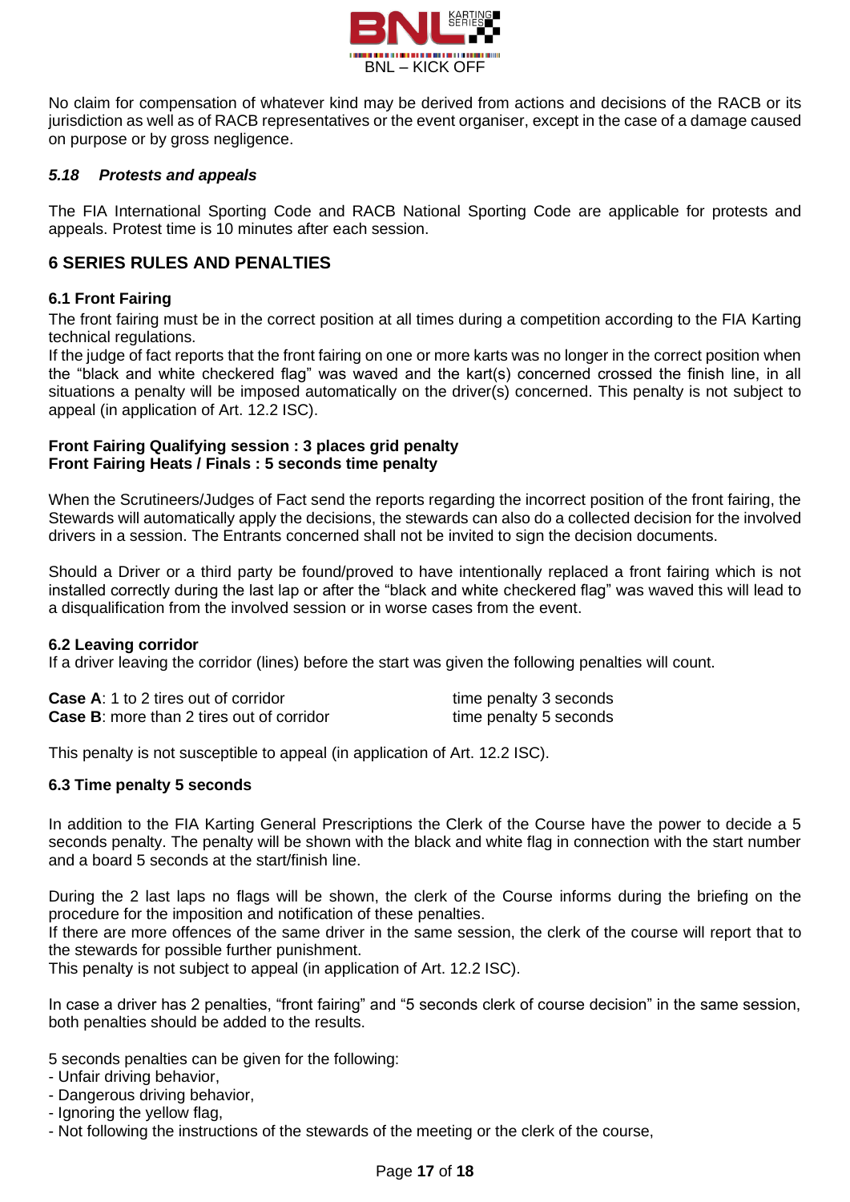No claim for compensation of whatever kind may be derived from actions and decisions of the RACB or its jurisdiction as well as of RACB representatives or the event organiser, except in the case of a damage caused on purpose or by gross negligence.

### *5.18 Protests and appeals*

The FIA International Sporting Code and RACB National Sporting Code are applicable for protests and appeals. Protest time is 10 minutes after each session.

## 6 SERIES RULES AND PENALTIES

### 6.1 Front Fairing

The front fairing must be in the correct position at all times during a competition according to the FIA Karting technical regulations.

If the judge of fact reports that the front fairing on one or more karts was no longer in the correct position when the "black and white checkered flag" was waved and the kart(s) concerned crossed the finish line, in all situations a penalty will be imposed automatically on the driver(s) concerned. This penalty is not subject to appeal (in application of Art. 12.2 ISC).

**Front Fairing Qualifying session : 3 places grid penalty**
**Front Fairing Heats / Finals : 5 seconds time penalty**

When the Scrutineers/Judges of Fact send the reports regarding the incorrect position of the front fairing, the Stewards will automatically apply the decisions, the stewards can also do a collected decision for the involved drivers in a session. The Entrants concerned shall not be invited to sign the decision documents.

Should a Driver or a third party be found/proved to have intentionally replaced a front fairing which is not installed correctly during the last lap or after the "black and white checkered flag" was waved this will lead to a disqualification from the involved session or in worse cases from the event.

### 6.2 Leaving corridor

If a driver leaving the corridor (lines) before the start was given the following penalties will count.

| | |
|---|---|
| **Case A**: 1 to 2 tires out of corridor | time penalty 3 seconds |
| **Case B**: more than 2 tires out of corridor | time penalty 5 seconds |

This penalty is not susceptible to appeal (in application of Art. 12.2 ISC).

### 6.3 Time penalty 5 seconds

In addition to the FIA Karting General Prescriptions the Clerk of the Course have the power to decide a 5 seconds penalty. The penalty will be shown with the black and white flag in connection with the start number and a board 5 seconds at the start/finish line.

During the 2 last laps no flags will be shown, the clerk of the Course informs during the briefing on the procedure for the imposition and notification of these penalties.

If there are more offences of the same driver in the same session, the clerk of the course will report that to the stewards for possible further punishment.

This penalty is not subject to appeal (in application of Art. 12.2 ISC).

In case a driver has 2 penalties, "front fairing" and "5 seconds clerk of course decision" in the same session, both penalties should be added to the results.

5 seconds penalties can be given for the following:

- Unfair driving behavior,
- Dangerous driving behavior,
- Ignoring the yellow flag,
- Not following the instructions of the stewards of the meeting or the clerk of the course,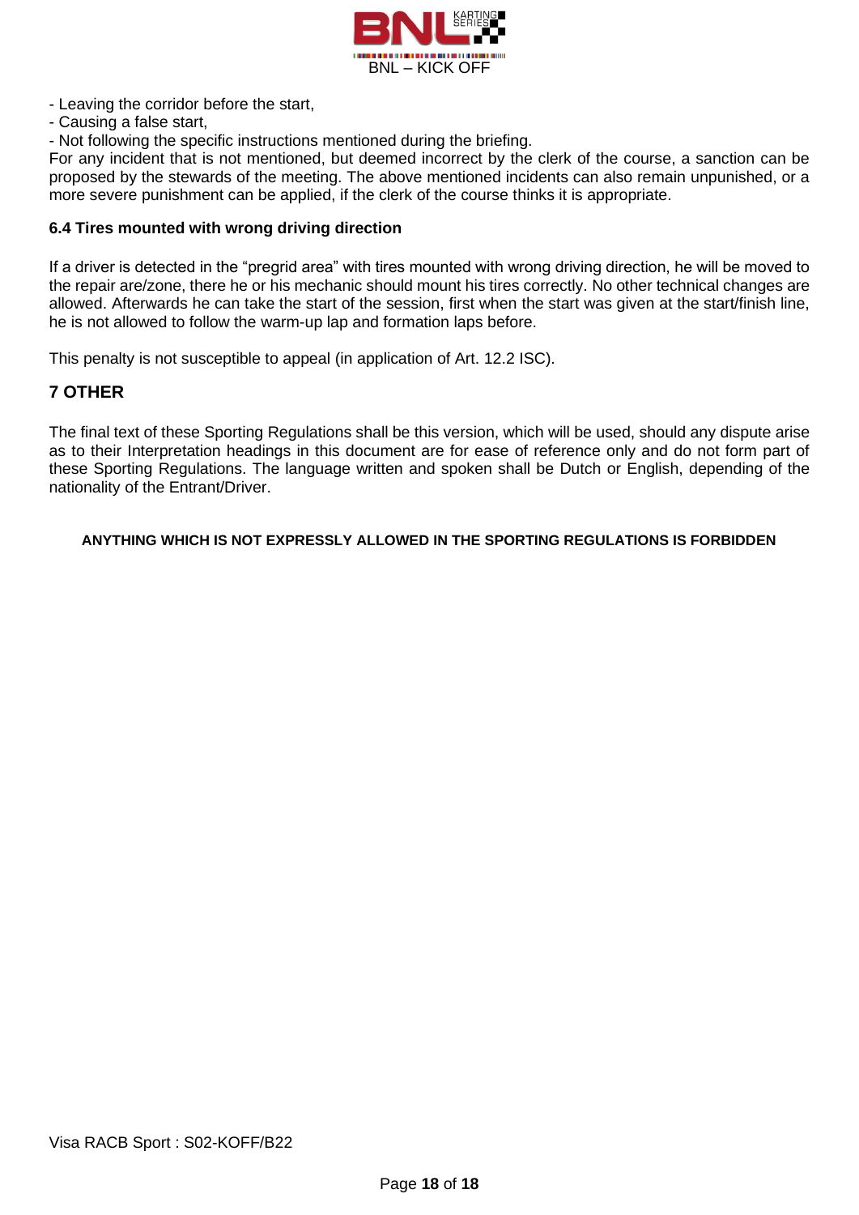- Leaving the corridor before the start,
- Causing a false start,
- Not following the specific instructions mentioned during the briefing.

For any incident that is not mentioned, but deemed incorrect by the clerk of the course, a sanction can be proposed by the stewards of the meeting. The above mentioned incidents can also remain unpunished, or a more severe punishment can be applied, if the clerk of the course thinks it is appropriate.

### 6.4 Tires mounted with wrong driving direction

If a driver is detected in the “pregrid area” with tires mounted with wrong driving direction, he will be moved to the repair are/zone, there he or his mechanic should mount his tires correctly. No other technical changes are allowed. Afterwards he can take the start of the session, first when the start was given at the start/finish line, he is not allowed to follow the warm-up lap and formation laps before.

This penalty is not susceptible to appeal (in application of Art. 12.2 ISC).

## 7 OTHER

The final text of these Sporting Regulations shall be this version, which will be used, should any dispute arise as to their Interpretation headings in this document are for ease of reference only and do not form part of these Sporting Regulations. The language written and spoken shall be Dutch or English, depending of the nationality of the Entrant/Driver.

**ANYTHING WHICH IS NOT EXPRESSLY ALLOWED IN THE SPORTING REGULATIONS IS FORBIDDEN**

Visa RACB Sport : S02-KOFF/B22